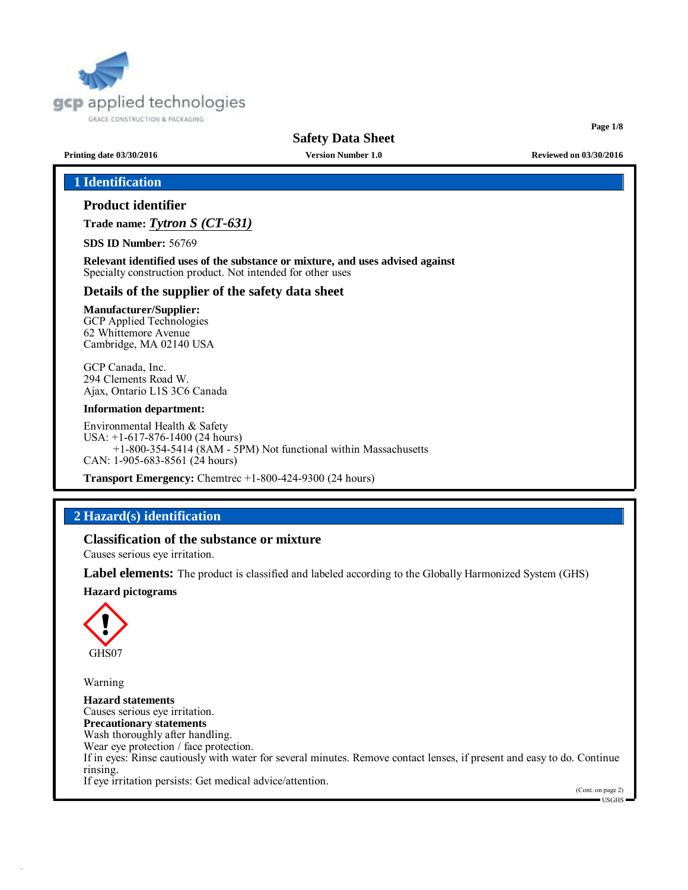# Safety Data Sheet

**Printing date 03/30/2016** **Version Number 1.0** **Reviewed on 03/30/2016**

## 1 Identification

### Product identifier

**Trade name:** ***Tytron S (CT-631)***

**SDS ID Number:** 56769

**Relevant identified uses of the substance or mixture, and uses advised against**
Specialty construction product. Not intended for other uses

### Details of the supplier of the safety data sheet

**Manufacturer/Supplier:**
GCP Applied Technologies
62 Whittemore Avenue
Cambridge, MA 02140 USA

GCP Canada, Inc.
294 Clements Road W.
Ajax, Ontario L1S 3C6 Canada

**Information department:**

Environmental Health & Safety
USA: +1-617-876-1400 (24 hours)
+1-800-354-5414 (8AM - 5PM) Not functional within Massachusetts
CAN: 1-905-683-8561 (24 hours)

**Transport Emergency:** Chemtrec +1-800-424-9300 (24 hours)

## 2 Hazard(s) identification

### Classification of the substance or mixture

Causes serious eye irritation.

**Label elements:** The product is classified and labeled according to the Globally Harmonized System (GHS)

**Hazard pictograms**

GHS07

Warning

**Hazard statements**
Causes serious eye irritation.
**Precautionary statements**
Wash thoroughly after handling.
Wear eye protection / face protection.
If in eyes: Rinse cautiously with water for several minutes. Remove contact lenses, if present and easy to do. Continue rinsing.
If eye irritation persists: Get medical advice/attention.

(Cont. on page 2)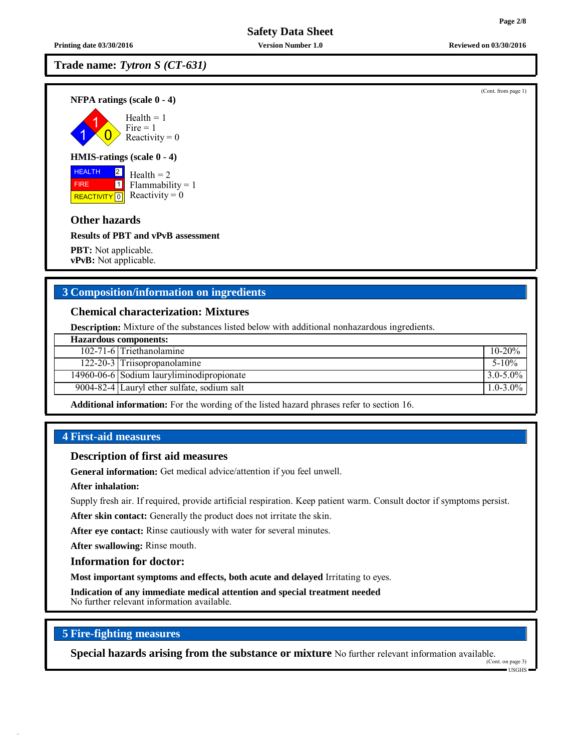**Trade name: *Tytron S (CT-631)***

(Cont. from page 1)

**NFPA ratings (scale 0 - 4)**

Health = 1
Fire = 1
Reactivity = 0

**HMIS-ratings (scale 0 - 4)**

HEALTH 2
FIRE 1
REACTIVITY 0

Health = 2
Flammability = 1
Reactivity = 0

### Other hazards

**Results of PBT and vPvB assessment**

**PBT:** Not applicable.
**vPvB:** Not applicable.

## 3 Composition/information on ingredients

### Chemical characterization: Mixtures

**Description:** Mixture of the substances listed below with additional nonhazardous ingredients.

| **Hazardous components:** | | |
|---|---|---|
| 102-71-6 | Triethanolamine | 10-20% |
| 122-20-3 | Triisopropanolamine | 5-10% |
| 14960-06-6 | Sodium lauryliminodipropionate | 3.0-5.0% |
| 9004-82-4 | Lauryl ether sulfate, sodium salt | 1.0-3.0% |

**Additional information:** For the wording of the listed hazard phrases refer to section 16.

## 4 First-aid measures

### Description of first aid measures

**General information:** Get medical advice/attention if you feel unwell.

**After inhalation:**

Supply fresh air. If required, provide artificial respiration. Keep patient warm. Consult doctor if symptoms persist.

**After skin contact:** Generally the product does not irritate the skin.

**After eye contact:** Rinse cautiously with water for several minutes.

**After swallowing:** Rinse mouth.

### Information for doctor:

**Most important symptoms and effects, both acute and delayed** Irritating to eyes.

**Indication of any immediate medical attention and special treatment needed**
No further relevant information available.

## 5 Fire-fighting measures

**Special hazards arising from the substance or mixture** No further relevant information available.

(Cont. on page 3)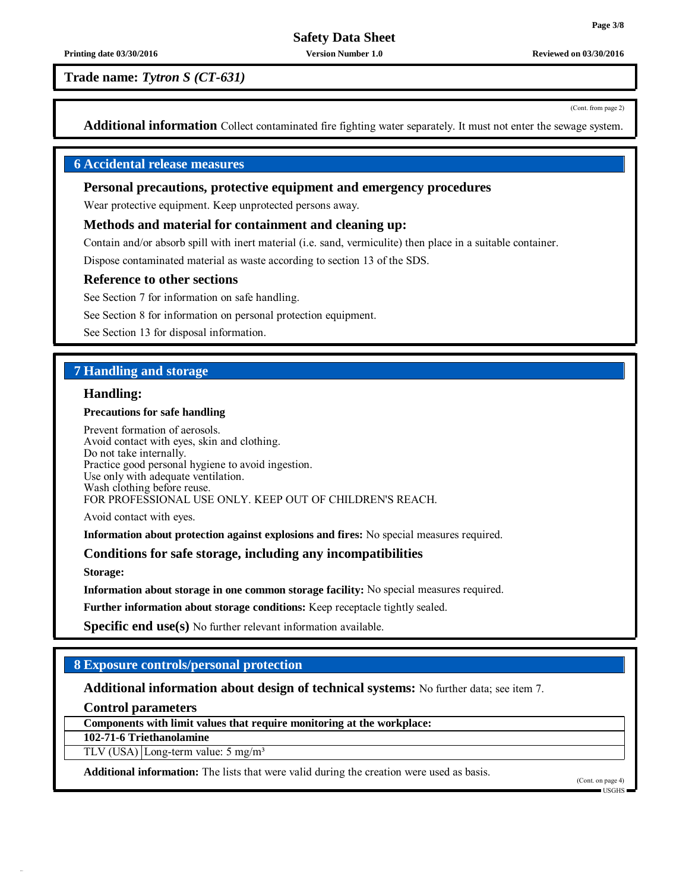**Trade name:** ***Tytron S (CT-631)***

(Cont. from page 2)

**Additional information** Collect contaminated fire fighting water separately. It must not enter the sewage system.

## 6 Accidental release measures

### Personal precautions, protective equipment and emergency procedures

Wear protective equipment. Keep unprotected persons away.

### Methods and material for containment and cleaning up:

Contain and/or absorb spill with inert material (i.e. sand, vermiculite) then place in a suitable container.

Dispose contaminated material as waste according to section 13 of the SDS.

### Reference to other sections

See Section 7 for information on safe handling.

See Section 8 for information on personal protection equipment.

See Section 13 for disposal information.

## 7 Handling and storage

### Handling:

**Precautions for safe handling**

Prevent formation of aerosols.
Avoid contact with eyes, skin and clothing.
Do not take internally.
Practice good personal hygiene to avoid ingestion.
Use only with adequate ventilation.
Wash clothing before reuse.
FOR PROFESSIONAL USE ONLY. KEEP OUT OF CHILDREN'S REACH.

Avoid contact with eyes.

**Information about protection against explosions and fires:** No special measures required.

### Conditions for safe storage, including any incompatibilities

**Storage:**

**Information about storage in one common storage facility:** No special measures required.

**Further information about storage conditions:** Keep receptacle tightly sealed.

**Specific end use(s)** No further relevant information available.

## 8 Exposure controls/personal protection

**Additional information about design of technical systems:** No further data; see item 7.

### Control parameters

| | |
|---|---|
| **Components with limit values that require monitoring at the workplace:** | |
| **102-71-6 Triethanolamine** | |
| TLV (USA) | Long-term value: 5 mg/m³ |

**Additional information:** The lists that were valid during the creation were used as basis.

(Cont. on page 4)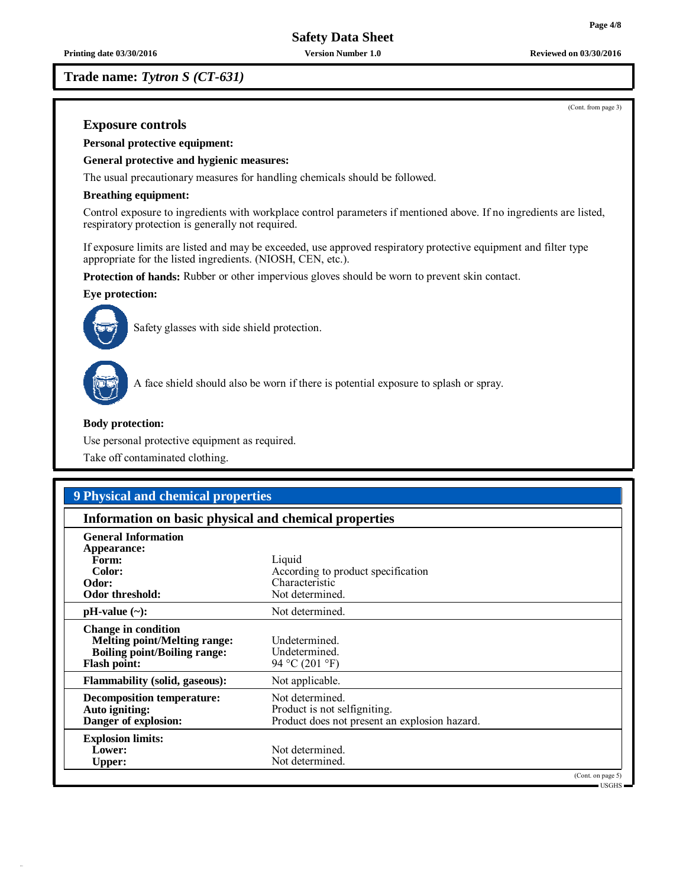**Trade name:** ***Tytron S (CT-631)***

(Cont. from page 3)

### Exposure controls

**Personal protective equipment:**

**General protective and hygienic measures:**

The usual precautionary measures for handling chemicals should be followed.

**Breathing equipment:**

Control exposure to ingredients with workplace control parameters if mentioned above. If no ingredients are listed, respiratory protection is generally not required.

If exposure limits are listed and may be exceeded, use approved respiratory protective equipment and filter type appropriate for the listed ingredients. (NIOSH, CEN, etc.).

**Protection of hands:** Rubber or other impervious gloves should be worn to prevent skin contact.

**Eye protection:**

Safety glasses with side shield protection.

A face shield should also be worn if there is potential exposure to splash or spray.

**Body protection:**

Use personal protective equipment as required.

Take off contaminated clothing.

## 9 Physical and chemical properties

### Information on basic physical and chemical properties

| | |
|---|---|
| **General Information** | |
| **Appearance:** | |
| **Form:** | Liquid |
| **Color:** | According to product specification |
| **Odor:** | Characteristic |
| **Odor threshold:** | Not determined. |
| **pH-value (~):** | Not determined. |
| **Change in condition** | |
| **Melting point/Melting range:** | Undetermined. |
| **Boiling point/Boiling range:** | Undetermined. |
| **Flash point:** | 94 °C (201 °F) |
| **Flammability (solid, gaseous):** | Not applicable. |
| **Decomposition temperature:** | Not determined. |
| **Auto igniting:** | Product is not selfigniting. |
| **Danger of explosion:** | Product does not present an explosion hazard. |
| **Explosion limits:** | |
| **Lower:** | Not determined. |
| **Upper:** | Not determined. |

(Cont. on page 5)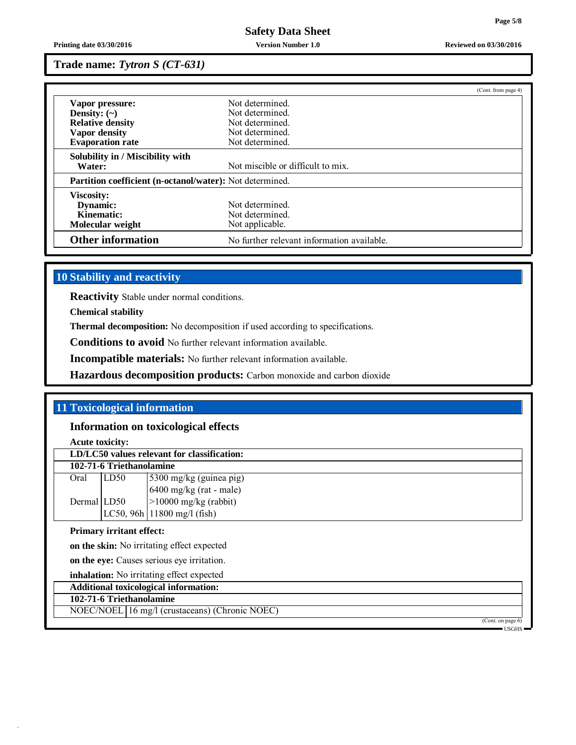**Trade name:** ***Tytron S (CT-631)***

(Cont. from page 4)

| | |
|---|---|
| **Vapor pressure:** | Not determined. |
| **Density: (~)** | Not determined. |
| **Relative density** | Not determined. |
| **Vapor density** | Not determined. |
| **Evaporation rate** | Not determined. |
| **Solubility in / Miscibility with Water:** | Not miscible or difficult to mix. |
| **Partition coefficient (n-octanol/water):** | Not determined. |
| **Viscosity:** | |
| **Dynamic:** | Not determined. |
| **Kinematic:** | Not determined. |
| **Molecular weight** | Not applicable. |
| **Other information** | No further relevant information available. |

## 10 Stability and reactivity

**Reactivity** Stable under normal conditions.

**Chemical stability**

**Thermal decomposition:** No decomposition if used according to specifications.

**Conditions to avoid** No further relevant information available.

**Incompatible materials:** No further relevant information available.

**Hazardous decomposition products:** Carbon monoxide and carbon dioxide

## 11 Toxicological information

### Information on toxicological effects

**Acute toxicity:**

**LD/LC50 values relevant for classification:**

**102-71-6 Triethanolamine**

| | | |
|---|---|---|
| Oral | LD50 | 5300 mg/kg (guinea pig) |
| | | 6400 mg/kg (rat - male) |
| Dermal | LD50 | >10000 mg/kg (rabbit) |
| | LC50, 96h | 11800 mg/l (fish) |

**Primary irritant effect:**

**on the skin:** No irritating effect expected

**on the eye:** Causes serious eye irritation.

**inhalation:** No irritating effect expected

**Additional toxicological information:**

**102-71-6 Triethanolamine**

| | |
|---|---|
| NOEC/NOEL | 16 mg/l (crustaceans) (Chronic NOEC) |

(Cont. on page 6)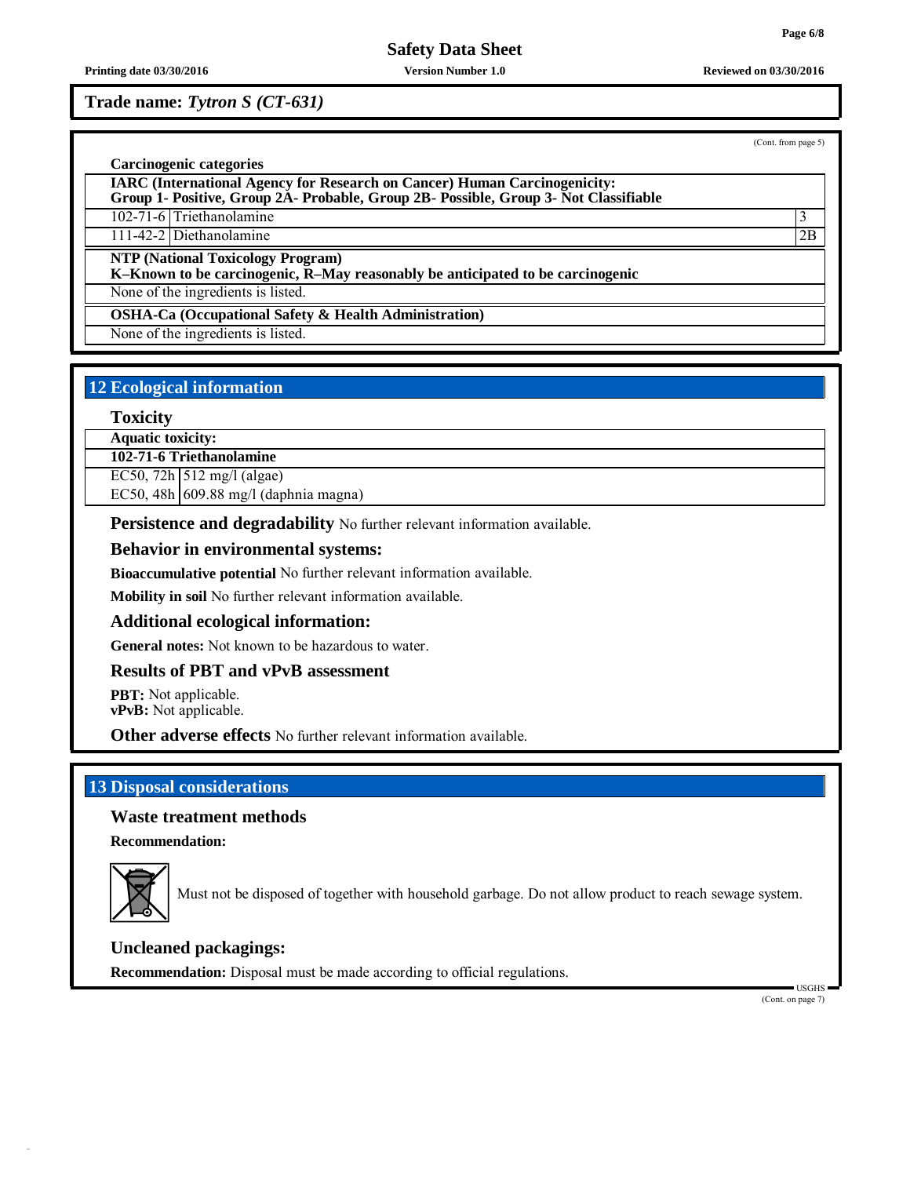Trade name: *Tytron S (CT-631)*

(Cont. from page 5)

**Carcinogenic categories**

| **IARC (International Agency for Research on Cancer) Human Carcinogenicity: Group 1- Positive, Group 2A- Probable, Group 2B- Possible, Group 3- Not Classifiable** | | |
|---|---|---|
| 102-71-6 | Triethanolamine | 3 |
| 111-42-2 | Diethanolamine | 2B |

**NTP (National Toxicology Program)**
**K–Known to be carcinogenic, R–May reasonably be anticipated to be carcinogenic**

None of the ingredients is listed.

**OSHA-Ca (Occupational Safety & Health Administration)**

None of the ingredients is listed.

## 12 Ecological information

### Toxicity

| **Aquatic toxicity:** | |
|---|---|
| **102-71-6 Triethanolamine** | |
| EC50, 72h | 512 mg/l (algae) |
| EC50, 48h | 609.88 mg/l (daphnia magna) |

**Persistence and degradability** No further relevant information available.

### Behavior in environmental systems:

**Bioaccumulative potential** No further relevant information available.

**Mobility in soil** No further relevant information available.

### Additional ecological information:

**General notes:** Not known to be hazardous to water.

### Results of PBT and vPvB assessment

**PBT:** Not applicable.
**vPvB:** Not applicable.

**Other adverse effects** No further relevant information available.

## 13 Disposal considerations

### Waste treatment methods

**Recommendation:**

Must not be disposed of together with household garbage. Do not allow product to reach sewage system.

### Uncleaned packagings:

**Recommendation:** Disposal must be made according to official regulations.

USGHS

(Cont. on page 7)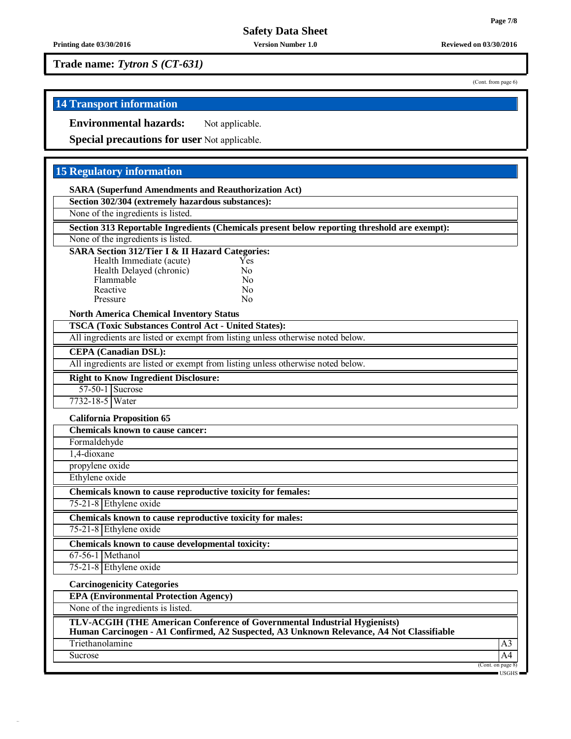**Trade name:** ***Tytron S (CT-631)***

(Cont. from page 6)

## 14 Transport information

**Environmental hazards:** Not applicable.

**Special precautions for user** Not applicable.

## 15 Regulatory information

**SARA (Superfund Amendments and Reauthorization Act)**

**Section 302/304 (extremely hazardous substances):**

None of the ingredients is listed.

**Section 313 Reportable Ingredients (Chemicals present below reporting threshold are exempt):**

None of the ingredients is listed.

**SARA Section 312/Tier I & II Hazard Categories:**

| | |
|---|---|
| Health Immediate (acute) | Yes |
| Health Delayed (chronic) | No |
| Flammable | No |
| Reactive | No |
| Pressure | No |

**North America Chemical Inventory Status**

**TSCA (Toxic Substances Control Act - United States):**

All ingredients are listed or exempt from listing unless otherwise noted below.

**CEPA (Canadian DSL):**

All ingredients are listed or exempt from listing unless otherwise noted below.

**Right to Know Ingredient Disclosure:**

| | |
|---|---|
| 57-50-1 | Sucrose |
| 7732-18-5 | Water |

**California Proposition 65**

**Chemicals known to cause cancer:**

Formaldehyde

1,4-dioxane

propylene oxide

Ethylene oxide

**Chemicals known to cause reproductive toxicity for females:**

| | |
|---|---|
| 75-21-8 | Ethylene oxide |

**Chemicals known to cause reproductive toxicity for males:**

| | |
|---|---|
| 75-21-8 | Ethylene oxide |

**Chemicals known to cause developmental toxicity:**

| | |
|---|---|
| 67-56-1 | Methanol |
| 75-21-8 | Ethylene oxide |

**Carcinogenicity Categories**

**EPA (Environmental Protection Agency)**

None of the ingredients is listed.

**TLV-ACGIH (THE American Conference of Governmental Industrial Hygienists)**
**Human Carcinogen - A1 Confirmed, A2 Suspected, A3 Unknown Relevance, A4 Not Classifiable**

| | |
|---|---|
| Triethanolamine | A3 |
| Sucrose | A4 |

(Cont. on page 8)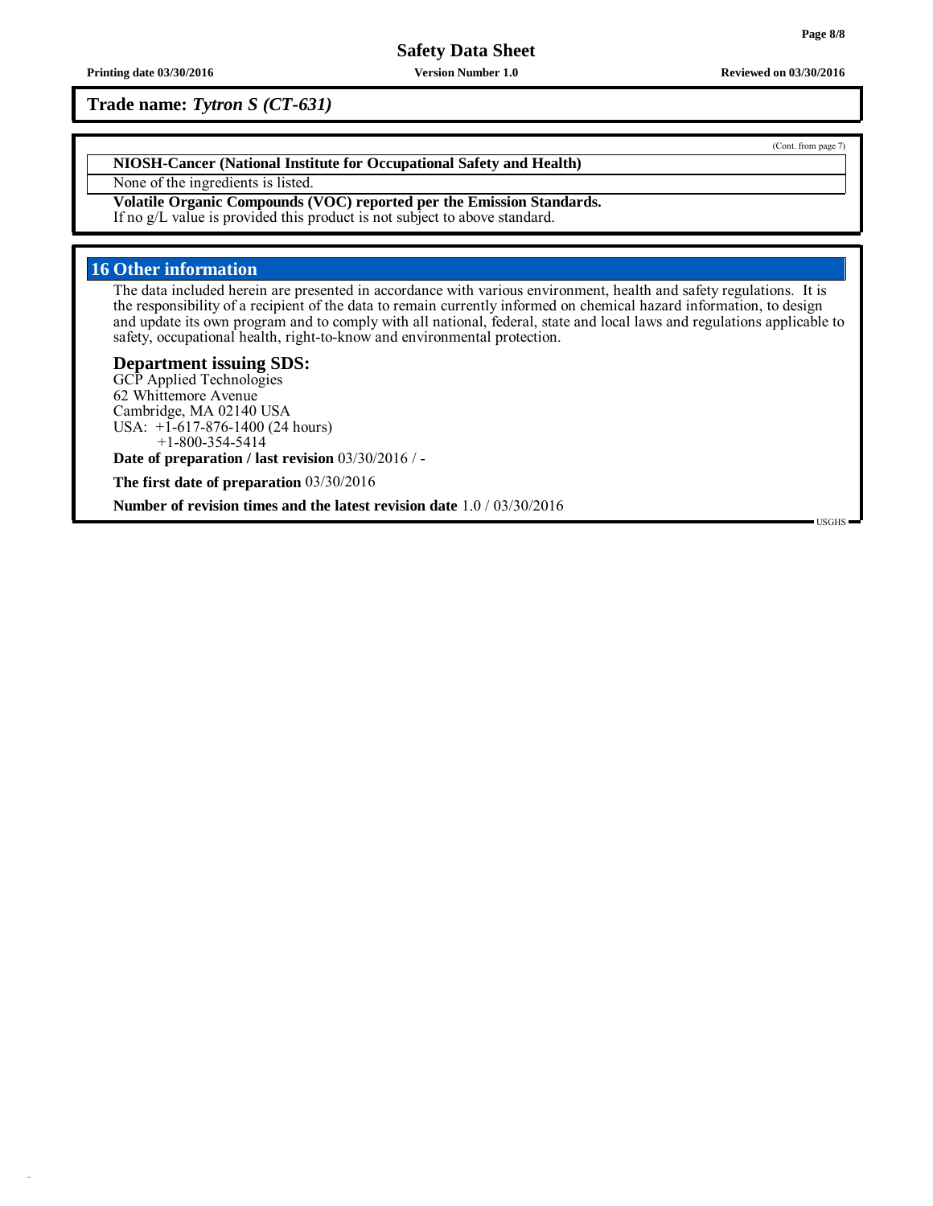**Trade name:** ***Tytron S (CT-631)***

(Cont. from page 7)

**NIOSH-Cancer (National Institute for Occupational Safety and Health)**

None of the ingredients is listed.

**Volatile Organic Compounds (VOC) reported per the Emission Standards.**

If no g/L value is provided this product is not subject to above standard.

## 16 Other information

The data included herein are presented in accordance with various environment, health and safety regulations. It is the responsibility of a recipient of the data to remain currently informed on chemical hazard information, to design and update its own program and to comply with all national, federal, state and local laws and regulations applicable to safety, occupational health, right-to-know and environmental protection.

### Department issuing SDS:

GCP Applied Technologies
62 Whittemore Avenue
Cambridge, MA 02140 USA
USA: +1-617-876-1400 (24 hours)
+1-800-354-5414

**Date of preparation / last revision** 03/30/2016 / -

**The first date of preparation** 03/30/2016

**Number of revision times and the latest revision date** 1.0 / 03/30/2016

USGHS